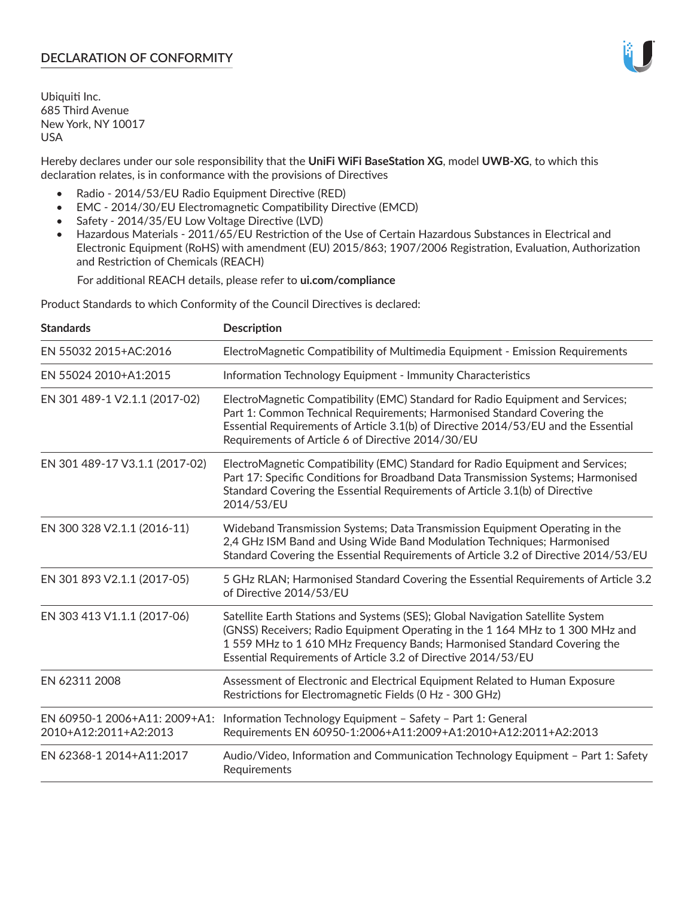## DECLARATION OF CONFORMITY

Ubiquiti Inc.
685 Third Avenue
New York, NY 10017
USA

Hereby declares under our sole responsibility that the **UniFi WiFi BaseStation XG**, model **UWB-XG**, to which this declaration relates, is in conformance with the provisions of Directives

- Radio - 2014/53/EU Radio Equipment Directive (RED)
- EMC - 2014/30/EU Electromagnetic Compatibility Directive (EMCD)
- Safety - 2014/35/EU Low Voltage Directive (LVD)
- Hazardous Materials - 2011/65/EU Restriction of the Use of Certain Hazardous Substances in Electrical and Electronic Equipment (RoHS) with amendment (EU) 2015/863; 1907/2006 Registration, Evaluation, Authorization and Restriction of Chemicals (REACH)

  For additional REACH details, please refer to **ui.com/compliance**

Product Standards to which Conformity of the Council Directives is declared:

| Standards | Description |
|---|---|
| EN 55032 2015+AC:2016 | ElectroMagnetic Compatibility of Multimedia Equipment - Emission Requirements |
| EN 55024 2010+A1:2015 | Information Technology Equipment - Immunity Characteristics |
| EN 301 489-1 V2.1.1 (2017-02) | ElectroMagnetic Compatibility (EMC) Standard for Radio Equipment and Services; Part 1: Common Technical Requirements; Harmonised Standard Covering the Essential Requirements of Article 3.1(b) of Directive 2014/53/EU and the Essential Requirements of Article 6 of Directive 2014/30/EU |
| EN 301 489-17 V3.1.1 (2017-02) | ElectroMagnetic Compatibility (EMC) Standard for Radio Equipment and Services; Part 17: Specific Conditions for Broadband Data Transmission Systems; Harmonised Standard Covering the Essential Requirements of Article 3.1(b) of Directive 2014/53/EU |
| EN 300 328 V2.1.1 (2016-11) | Wideband Transmission Systems; Data Transmission Equipment Operating in the 2,4 GHz ISM Band and Using Wide Band Modulation Techniques; Harmonised Standard Covering the Essential Requirements of Article 3.2 of Directive 2014/53/EU |
| EN 301 893 V2.1.1 (2017-05) | 5 GHz RLAN; Harmonised Standard Covering the Essential Requirements of Article 3.2 of Directive 2014/53/EU |
| EN 303 413 V1.1.1 (2017-06) | Satellite Earth Stations and Systems (SES); Global Navigation Satellite System (GNSS) Receivers; Radio Equipment Operating in the 1 164 MHz to 1 300 MHz and 1 559 MHz to 1 610 MHz Frequency Bands; Harmonised Standard Covering the Essential Requirements of Article 3.2 of Directive 2014/53/EU |
| EN 62311 2008 | Assessment of Electronic and Electrical Equipment Related to Human Exposure Restrictions for Electromagnetic Fields (0 Hz - 300 GHz) |
| EN 60950-1 2006+A11: 2009+A1: 2010+A12:2011+A2:2013 | Information Technology Equipment – Safety – Part 1: General Requirements EN 60950-1:2006+A11:2009+A1:2010+A12:2011+A2:2013 |
| EN 62368-1 2014+A11:2017 | Audio/Video, Information and Communication Technology Equipment – Part 1: Safety Requirements |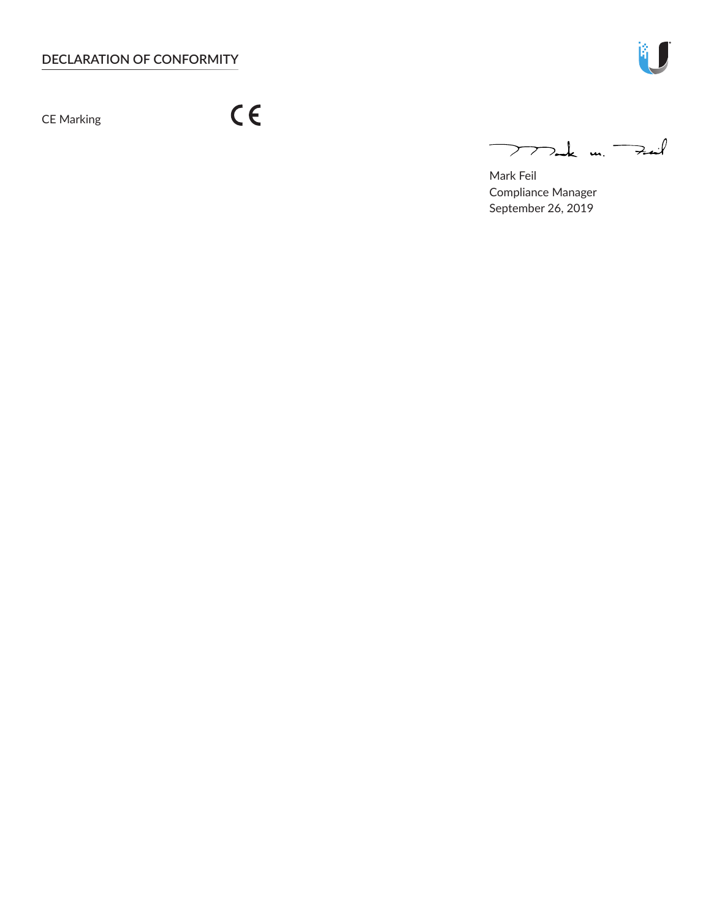## DECLARATION OF CONFORMITY

CE Marking CE

Mark Feil
Compliance Manager
September 26, 2019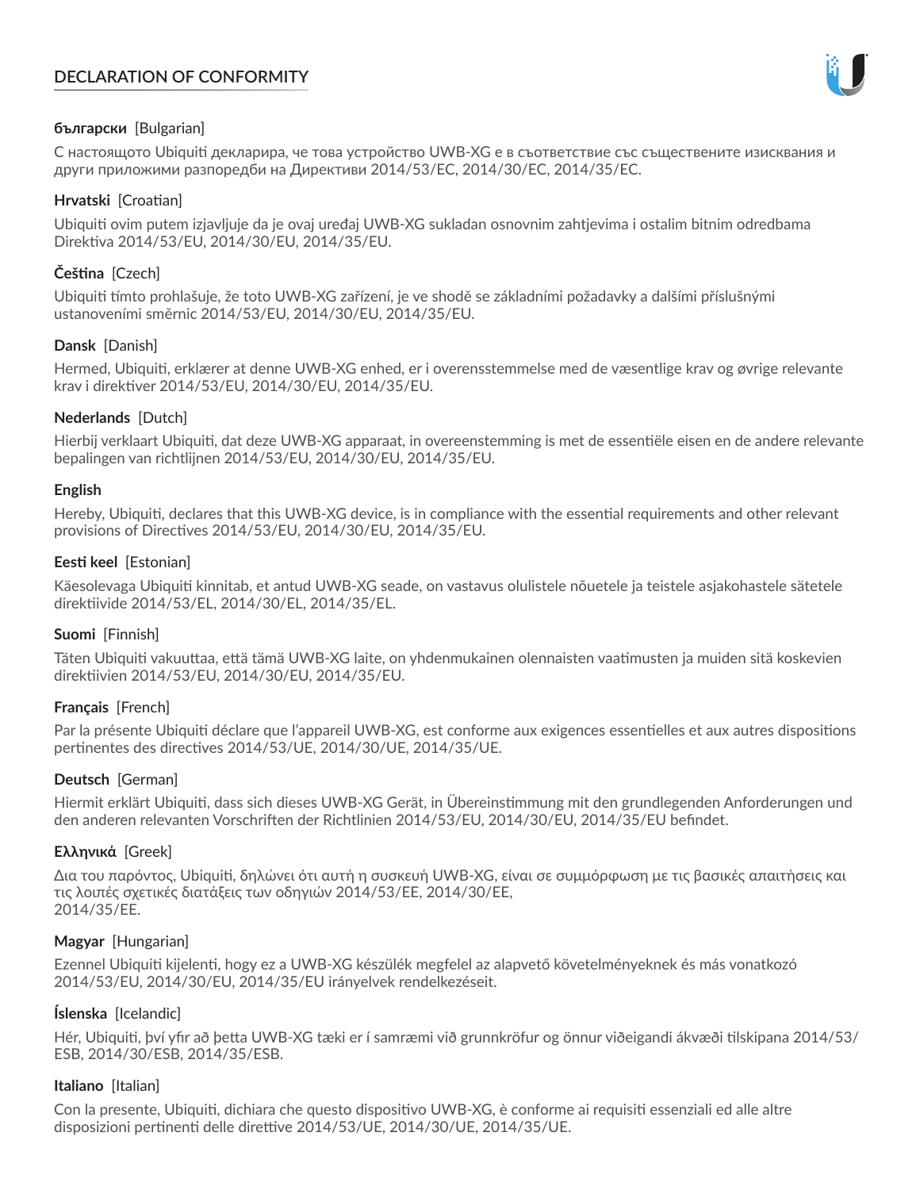# DECLARATION OF CONFORMITY

**български** [Bulgarian]

С настоящото Ubiquiti декларира, че това устройство UWB-XG е в съответствие със съществените изисквания и други приложими разпоредби на Директиви 2014/53/EC, 2014/30/ЕС, 2014/35/ЕС.

**Hrvatski** [Croatian]

Ubiquiti ovim putem izjavljuje da je ovaj uređaj UWB-XG sukladan osnovnim zahtjevima i ostalim bitnim odredbama Direktiva 2014/53/EU, 2014/30/EU, 2014/35/EU.

**Čeština** [Czech]

Ubiquiti tímto prohlašuje, že toto UWB-XG zařízení, je ve shodě se základními požadavky a dalšími příslušnými ustanoveními směrnic 2014/53/EU, 2014/30/EU, 2014/35/EU.

**Dansk** [Danish]

Hermed, Ubiquiti, erklærer at denne UWB-XG enhed, er i overensstemmelse med de væsentlige krav og øvrige relevante krav i direktiver 2014/53/EU, 2014/30/EU, 2014/35/EU.

**Nederlands** [Dutch]

Hierbij verklaart Ubiquiti, dat deze UWB-XG apparaat, in overeenstemming is met de essentiële eisen en de andere relevante bepalingen van richtlijnen 2014/53/EU, 2014/30/EU, 2014/35/EU.

**English**

Hereby, Ubiquiti, declares that this UWB-XG device, is in compliance with the essential requirements and other relevant provisions of Directives 2014/53/EU, 2014/30/EU, 2014/35/EU.

**Eesti keel** [Estonian]

Käesolevaga Ubiquiti kinnitab, et antud UWB-XG seade, on vastavus olulistele nõuetele ja teistele asjakohastele sätetele direktiivide 2014/53/EL, 2014/30/EL, 2014/35/EL.

**Suomi** [Finnish]

Täten Ubiquiti vakuuttaa, että tämä UWB-XG laite, on yhdenmukainen olennaisten vaatimusten ja muiden sitä koskevien direktiivien 2014/53/EU, 2014/30/EU, 2014/35/EU.

**Français** [French]

Par la présente Ubiquiti déclare que l'appareil UWB-XG, est conforme aux exigences essentielles et aux autres dispositions pertinentes des directives 2014/53/UE, 2014/30/UE, 2014/35/UE.

**Deutsch** [German]

Hiermit erklärt Ubiquiti, dass sich dieses UWB-XG Gerät, in Übereinstimmung mit den grundlegenden Anforderungen und den anderen relevanten Vorschriften der Richtlinien 2014/53/EU, 2014/30/EU, 2014/35/EU befindet.

**Ελληνικά** [Greek]

Δια του παρόντος, Ubiquiti, δηλώνει ότι αυτή η συσκευή UWB-XG, είναι σε συμμόρφωση με τις βασικές απαιτήσεις και τις λοιπές σχετικές διατάξεις των οδηγιών 2014/53/EE, 2014/30/EE, 2014/35/EE.

**Magyar** [Hungarian]

Ezennel Ubiquiti kijelenti, hogy ez a UWB-XG készülék megfelel az alapvető követelményeknek és más vonatkozó 2014/53/EU, 2014/30/EU, 2014/35/EU irányelvek rendelkezéseit.

**Íslenska** [Icelandic]

Hér, Ubiquiti, því yfir að þetta UWB-XG tæki er í samræmi við grunnkröfur og önnur viðeigandi ákvæði tilskipana 2014/53/ESB, 2014/30/ESB, 2014/35/ESB.

**Italiano** [Italian]

Con la presente, Ubiquiti, dichiara che questo dispositivo UWB-XG, è conforme ai requisiti essenziali ed alle altre disposizioni pertinenti delle direttive 2014/53/UE, 2014/30/UE, 2014/35/UE.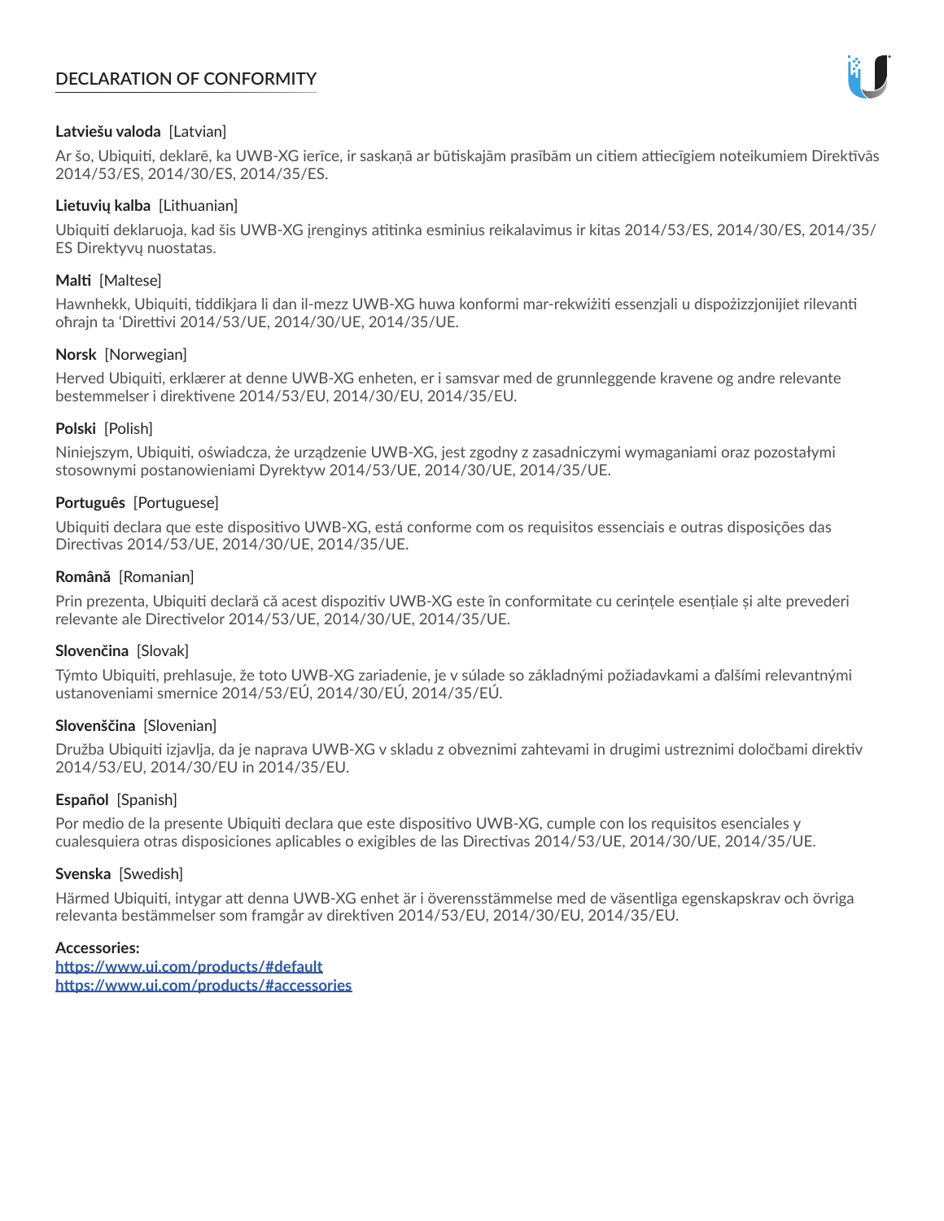DECLARATION OF CONFORMITY

**Latviešu valoda** [Latvian]

Ar šo, Ubiquiti, deklarē, ka UWB-XG ierīce, ir saskaņā ar būtiskajām prasībām un citiem attiecīgiem noteikumiem Direktīvās 2014/53/ES, 2014/30/ES, 2014/35/ES.

**Lietuvių kalba** [Lithuanian]

Ubiquiti deklaruoja, kad šis UWB-XG įrenginys atitinka esminius reikalavimus ir kitas 2014/53/ES, 2014/30/ES, 2014/35/ES Direktyvų nuostatas.

**Malti** [Maltese]

Hawnhekk, Ubiquiti, tiddikjara li dan il-mezz UWB-XG huwa konformi mar-rekwiżiti essenzjali u dispożizzjonijiet rilevanti oħrajn ta 'Direttivi 2014/53/UE, 2014/30/UE, 2014/35/UE.

**Norsk** [Norwegian]

Herved Ubiquiti, erklærer at denne UWB-XG enheten, er i samsvar med de grunnleggende kravene og andre relevante bestemmelser i direktivene 2014/53/EU, 2014/30/EU, 2014/35/EU.

**Polski** [Polish]

Niniejszym, Ubiquiti, oświadcza, że urządzenie UWB-XG, jest zgodny z zasadniczymi wymaganiami oraz pozostałymi stosownymi postanowieniami Dyrektyw 2014/53/UE, 2014/30/UE, 2014/35/UE.

**Português** [Portuguese]

Ubiquiti declara que este dispositivo UWB-XG, está conforme com os requisitos essenciais e outras disposições das Directivas 2014/53/UE, 2014/30/UE, 2014/35/UE.

**Română** [Romanian]

Prin prezenta, Ubiquiti declară că acest dispozitiv UWB-XG este în conformitate cu cerințele esențiale și alte prevederi relevante ale Directivelor 2014/53/UE, 2014/30/UE, 2014/35/UE.

**Slovenčina** [Slovak]

Týmto Ubiquiti, prehlasuje, že toto UWB-XG zariadenie, je v súlade so základnými požiadavkami a ďalšími relevantnými ustanoveniami smernice 2014/53/EÚ, 2014/30/EÚ, 2014/35/EÚ.

**Slovenščina** [Slovenian]

Družba Ubiquiti izjavlja, da je naprava UWB-XG v skladu z obveznimi zahtevami in drugimi ustreznimi določbami direktiv 2014/53/EU, 2014/30/EU in 2014/35/EU.

**Español** [Spanish]

Por medio de la presente Ubiquiti declara que este dispositivo UWB-XG, cumple con los requisitos esenciales y cualesquiera otras disposiciones aplicables o exigibles de las Directivas 2014/53/UE, 2014/30/UE, 2014/35/UE.

**Svenska** [Swedish]

Härmed Ubiquiti, intygar att denna UWB-XG enhet är i överensstämmelse med de väsentliga egenskapskrav och övriga relevanta bestämmelser som framgår av direktiven 2014/53/EU, 2014/30/EU, 2014/35/EU.

**Accessories:**
**https://www.ui.com/products/#default**
**https://www.ui.com/products/#accessories**